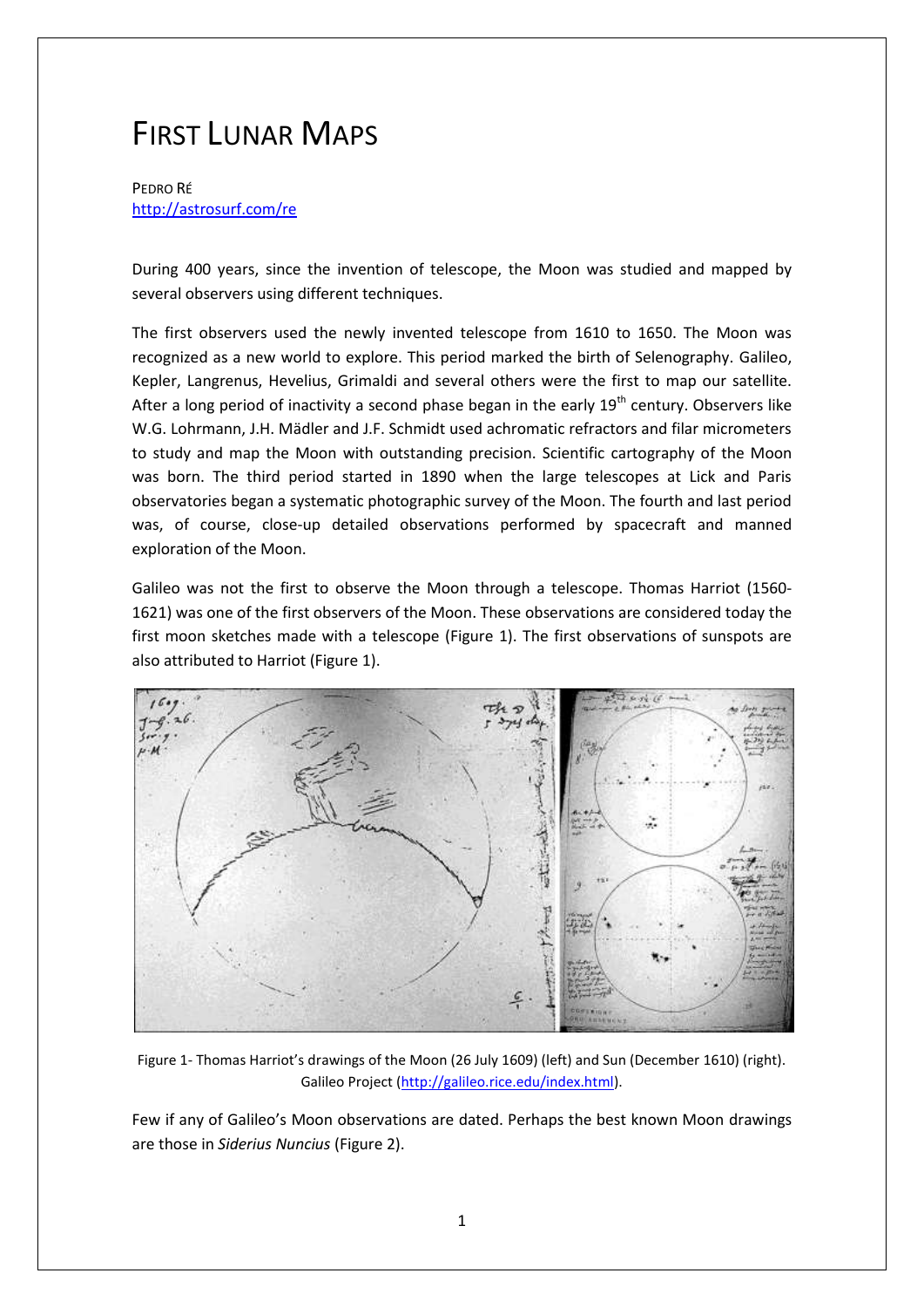# First Lunar Maps

PEDRO RÉ
http://astrosurf.com/re

During 400 years, since the invention of telescope, the Moon was studied and mapped by several observers using different techniques.

The first observers used the newly invented telescope from 1610 to 1650. The Moon was recognized as a new world to explore. This period marked the birth of Selenography. Galileo, Kepler, Langrenus, Hevelius, Grimaldi and several others were the first to map our satellite. After a long period of inactivity a second phase began in the early 19th century. Observers like W.G. Lohrmann, J.H. Mädler and J.F. Schmidt used achromatic refractors and filar micrometers to study and map the Moon with outstanding precision. Scientific cartography of the Moon was born. The third period started in 1890 when the large telescopes at Lick and Paris observatories began a systematic photographic survey of the Moon. The fourth and last period was, of course, close-up detailed observations performed by spacecraft and manned exploration of the Moon.

Galileo was not the first to observe the Moon through a telescope. Thomas Harriot (1560-1621) was one of the first observers of the Moon. These observations are considered today the first moon sketches made with a telescope (Figure 1). The first observations of sunspots are also attributed to Harriot (Figure 1).

Figure 1- Thomas Harriot's drawings of the Moon (26 July 1609) (left) and Sun (December 1610) (right). Galileo Project (http://galileo.rice.edu/index.html).

Few if any of Galileo's Moon observations are dated. Perhaps the best known Moon drawings are those in *Siderius Nuncius* (Figure 2).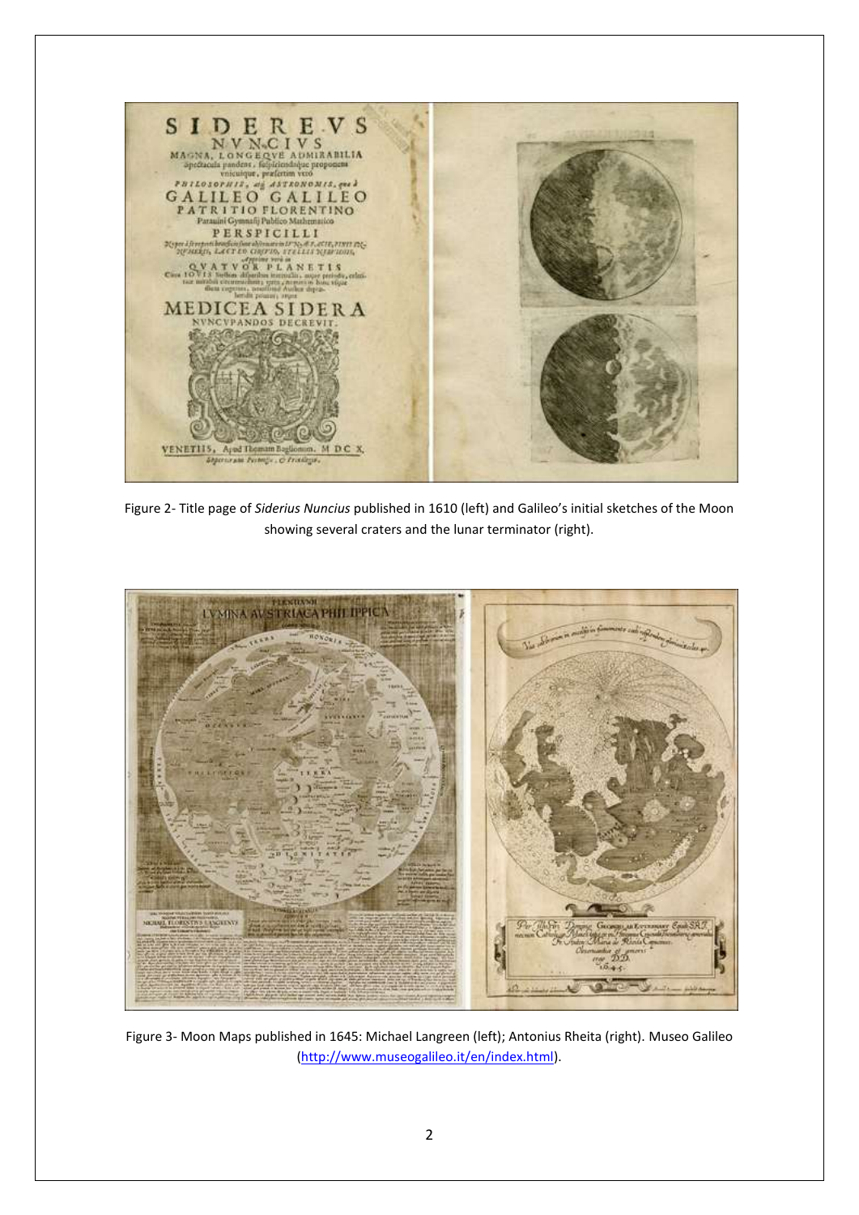Figure 2- Title page of *Siderius Nuncius* published in 1610 (left) and Galileo's initial sketches of the Moon showing several craters and the lunar terminator (right).

Figure 3- Moon Maps published in 1645: Michael Langreen (left); Antonius Rheita (right). Museo Galileo (http://www.museogalileo.it/en/index.html).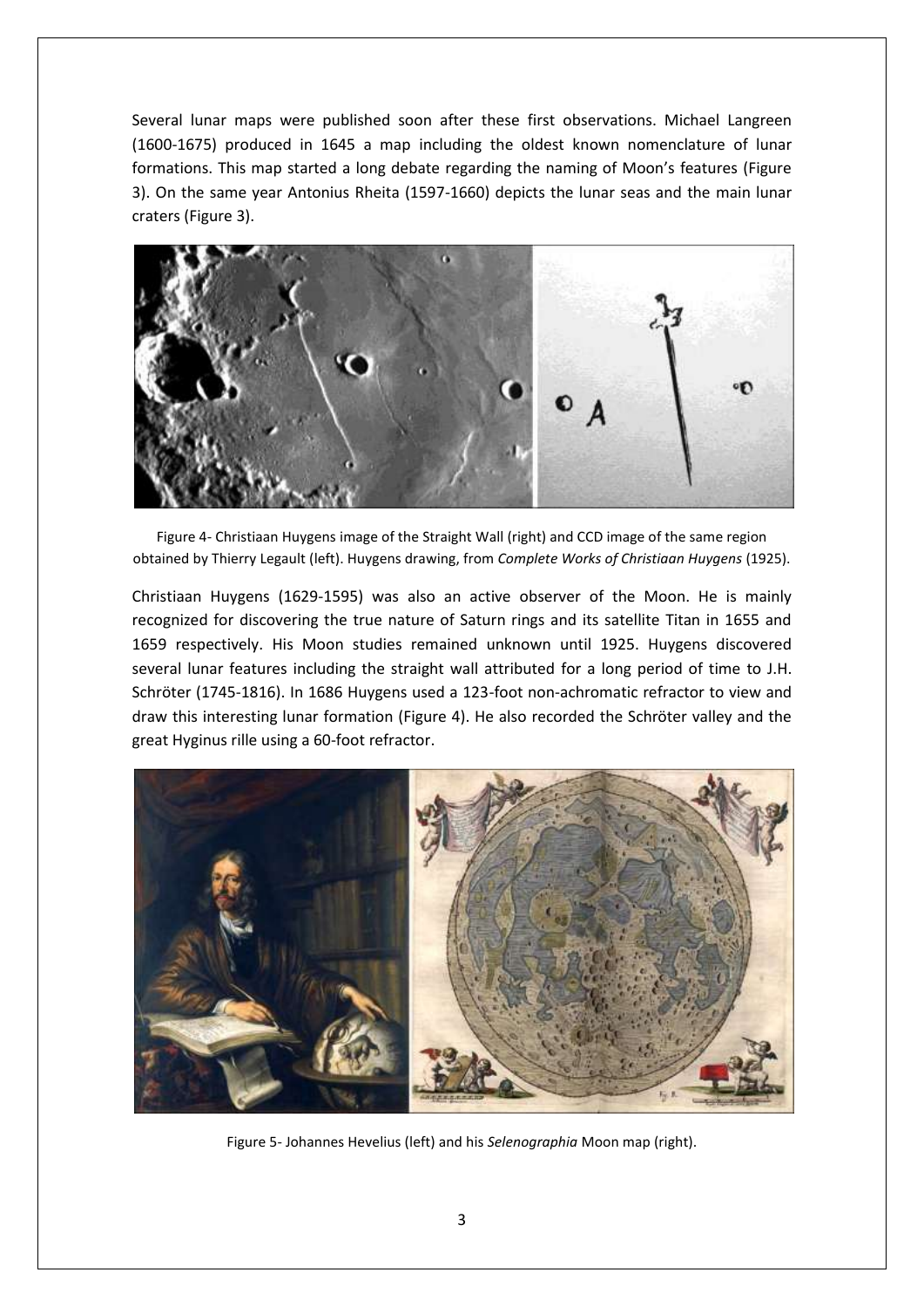Several lunar maps were published soon after these first observations. Michael Langreen (1600-1675) produced in 1645 a map including the oldest known nomenclature of lunar formations. This map started a long debate regarding the naming of Moon's features (Figure 3). On the same year Antonius Rheita (1597-1660) depicts the lunar seas and the main lunar craters (Figure 3).

Figure 4- Christiaan Huygens image of the Straight Wall (right) and CCD image of the same region obtained by Thierry Legault (left). Huygens drawing, from *Complete Works of Christiaan Huygens* (1925).

Christiaan Huygens (1629-1595) was also an active observer of the Moon. He is mainly recognized for discovering the true nature of Saturn rings and its satellite Titan in 1655 and 1659 respectively. His Moon studies remained unknown until 1925. Huygens discovered several lunar features including the straight wall attributed for a long period of time to J.H. Schröter (1745-1816). In 1686 Huygens used a 123-foot non-achromatic refractor to view and draw this interesting lunar formation (Figure 4). He also recorded the Schröter valley and the great Hyginus rille using a 60-foot refractor.

Figure 5- Johannes Hevelius (left) and his *Selenographia* Moon map (right).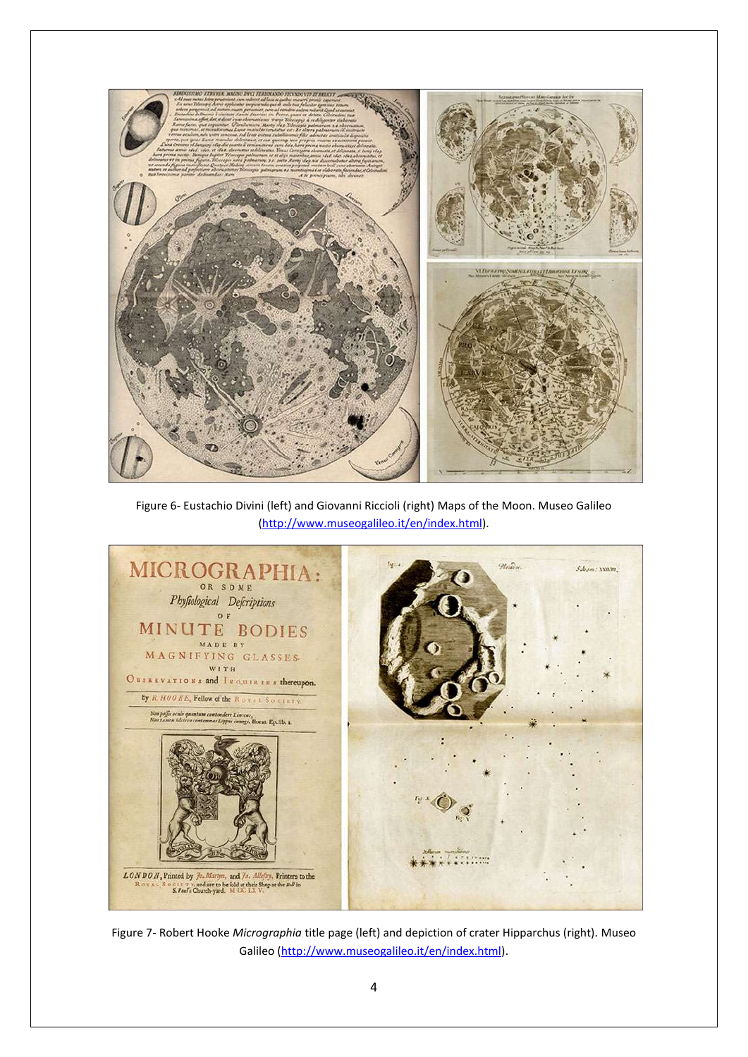Figure 6- Eustachio Divini (left) and Giovanni Riccioli (right) Maps of the Moon. Museo Galileo (http://www.museogalileo.it/en/index.html).

Figure 7- Robert Hooke *Micrographia* title page (left) and depiction of crater Hipparchus (right). Museo Galileo (http://www.museogalileo.it/en/index.html).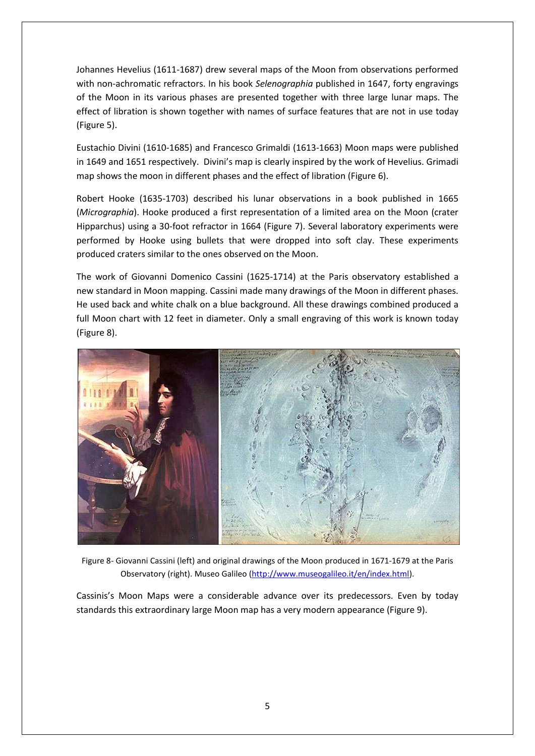Johannes Hevelius (1611-1687) drew several maps of the Moon from observations performed with non-achromatic refractors. In his book *Selenographia* published in 1647, forty engravings of the Moon in its various phases are presented together with three large lunar maps. The effect of libration is shown together with names of surface features that are not in use today (Figure 5).

Eustachio Divini (1610-1685) and Francesco Grimaldi (1613-1663) Moon maps were published in 1649 and 1651 respectively. Divini's map is clearly inspired by the work of Hevelius. Grimadi map shows the moon in different phases and the effect of libration (Figure 6).

Robert Hooke (1635-1703) described his lunar observations in a book published in 1665 (*Micrographia*). Hooke produced a first representation of a limited area on the Moon (crater Hipparchus) using a 30-foot refractor in 1664 (Figure 7). Several laboratory experiments were performed by Hooke using bullets that were dropped into soft clay. These experiments produced craters similar to the ones observed on the Moon.

The work of Giovanni Domenico Cassini (1625-1714) at the Paris observatory established a new standard in Moon mapping. Cassini made many drawings of the Moon in different phases. He used back and white chalk on a blue background. All these drawings combined produced a full Moon chart with 12 feet in diameter. Only a small engraving of this work is known today (Figure 8).

Figure 8- Giovanni Cassini (left) and original drawings of the Moon produced in 1671-1679 at the Paris Observatory (right). Museo Galileo (http://www.museogalileo.it/en/index.html).

Cassinis's Moon Maps were a considerable advance over its predecessors. Even by today standards this extraordinary large Moon map has a very modern appearance (Figure 9).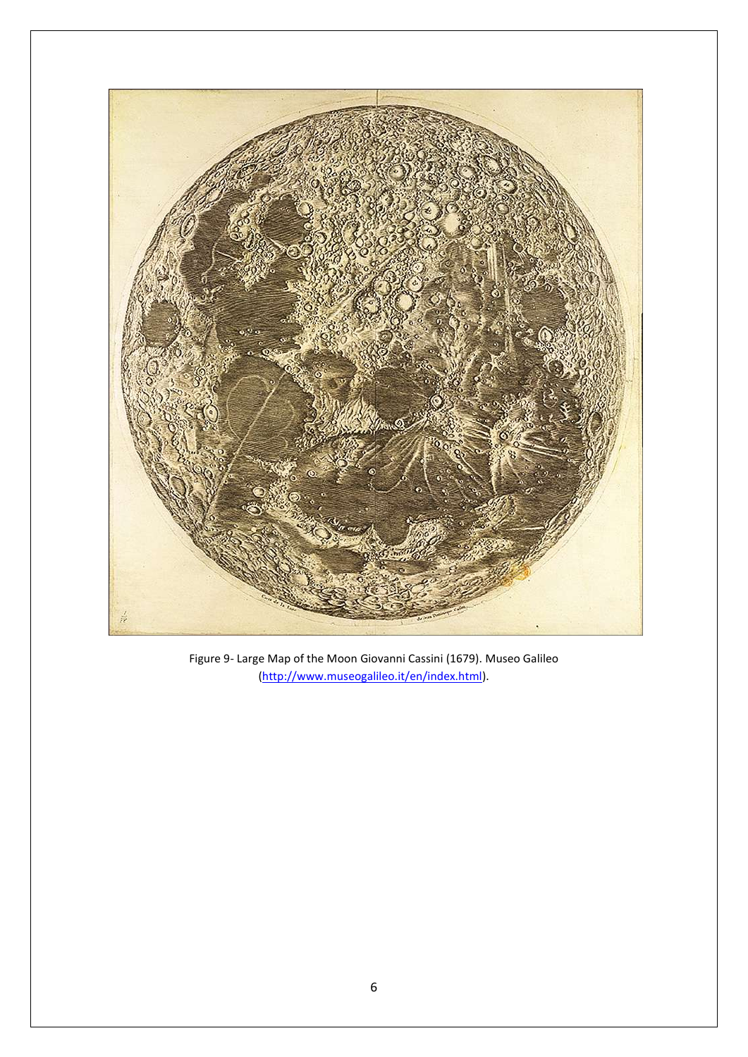Figure 9- Large Map of the Moon Giovanni Cassini (1679). Museo Galileo (http://www.museogalileo.it/en/index.html).